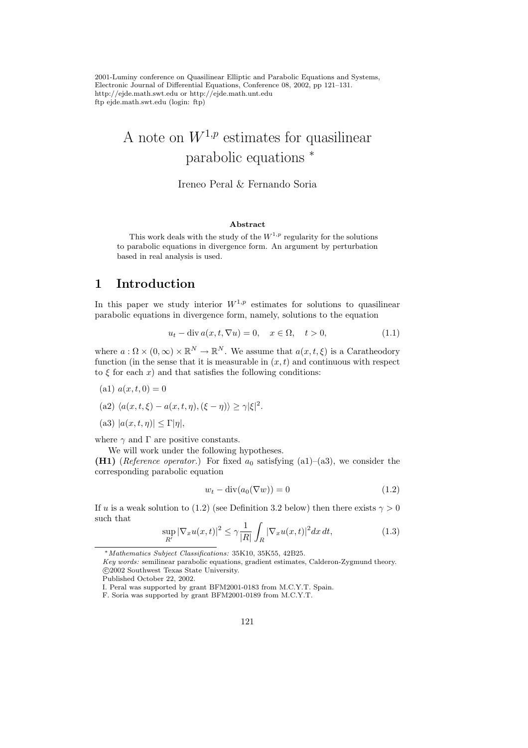2001-Luminy conference on Quasilinear Elliptic and Parabolic Equations and Systems, Electronic Journal of Differential Equations, Conference 08, 2002, pp 121–131.
http://ejde.math.swt.edu or http://ejde.math.unt.edu
ftp ejde.math.swt.edu (login: ftp)

# A note on $W^{1,p}$ estimates for quasilinear parabolic equations *

Ireneo Peral & Fernando Soria

**Abstract**

This work deals with the study of the $W^{1,p}$ regularity for the solutions to parabolic equations in divergence form. An argument by perturbation based in real analysis is used.

## 1 Introduction

In this paper we study interior $W^{1,p}$ estimates for solutions to quasilinear parabolic equations in divergence form, namely, solutions to the equation

$$u_t - \operatorname{div} a(x,t,\nabla u) = 0, \quad x \in \Omega, \quad t > 0, \tag{1.1}$$

where $a : \Omega \times (0,\infty) \times \mathbb{R}^N \to \mathbb{R}^N$. We assume that $a(x,t,\xi)$ is a Caratheodory function (in the sense that it is measurable in $(x,t)$ and continuous with respect to $\xi$ for each $x$) and that satisfies the following conditions:

(a1) $a(x,t,0) = 0$

(a2) $\langle a(x,t,\xi) - a(x,t,\eta), (\xi - \eta)\rangle \geq \gamma|\xi|^2$.

(a3) $|a(x,t,\eta)| \leq \Gamma|\eta|$,

where $\gamma$ and $\Gamma$ are positive constants.

We will work under the following hypotheses.

**(H1)** (*Reference operator.*) For fixed $a_0$ satisfying (a1)–(a3), we consider the corresponding parabolic equation

$$w_t - \operatorname{div}(a_0(\nabla w)) = 0 \tag{1.2}$$

If $u$ is a weak solution to (1.2) (see Definition 3.2 below) then there exists $\gamma > 0$ such that

$$\sup_{R'} |\nabla_x u(x,t)|^2 \leq \gamma \frac{1}{|R|} \int_R |\nabla_x u(x,t)|^2 dx\, dt, \tag{1.3}$$

---

*Mathematics Subject Classifications:* 35K10, 35K55, 42B25.
*Key words:* semilinear parabolic equations, gradient estimates, Calderon-Zygmund theory.
©2002 Southwest Texas State University.
Published October 22, 2002.
I. Peral was supported by grant BFM2001-0183 from M.C.Y.T. Spain.
F. Soria was supported by grant BFM2001-0189 from M.C.Y.T.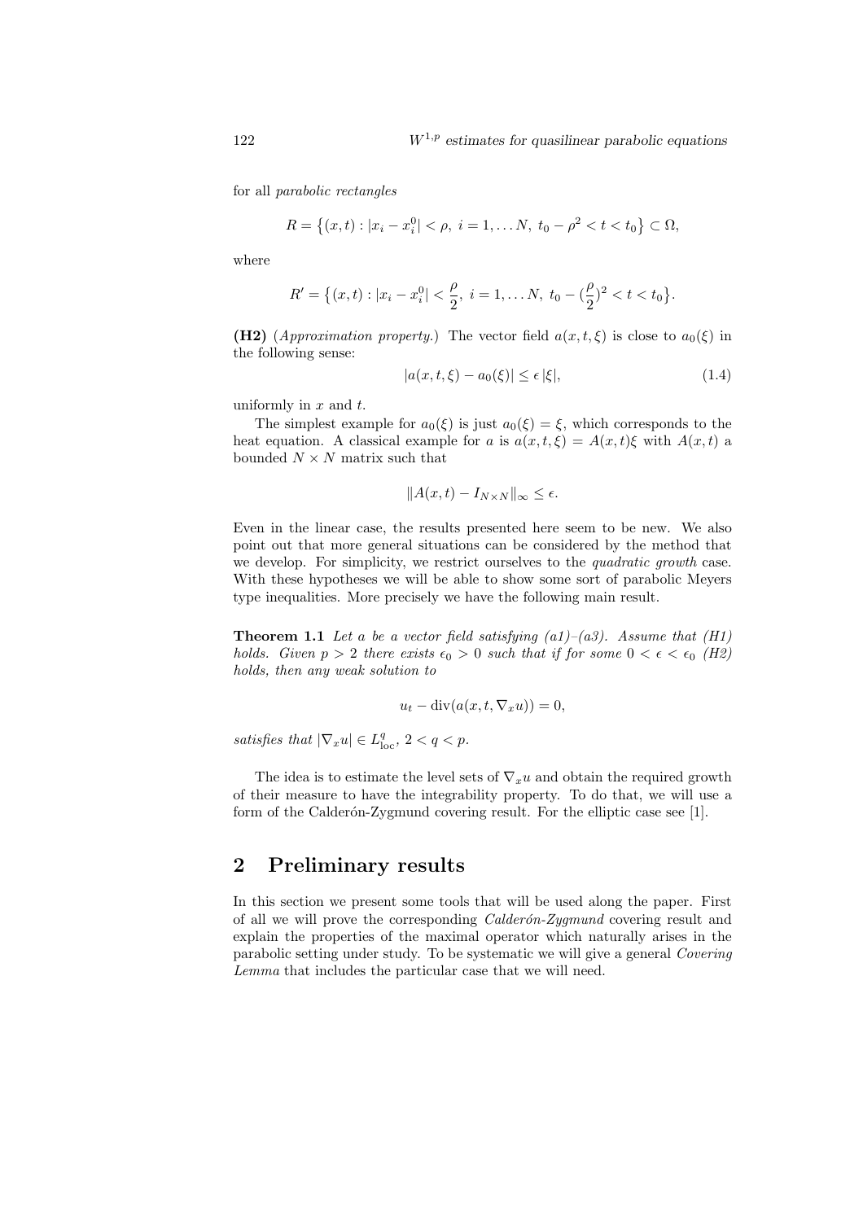for all *parabolic rectangles*

$$R = \{(x,t) : |x_i - x_i^0| < \rho,\ i = 1,\dots N,\ t_0 - \rho^2 < t < t_0\} \subset \Omega,$$

where

$$R' = \{(x,t) : |x_i - x_i^0| < \frac{\rho}{2},\ i = 1,\dots N,\ t_0 - (\frac{\rho}{2})^2 < t < t_0\}.$$

**(H2)** (*Approximation property.*) The vector field $a(x,t,\xi)$ is close to $a_0(\xi)$ in the following sense:

$$|a(x,t,\xi) - a_0(\xi)| \le \epsilon\,|\xi|, \tag{1.4}$$

uniformly in $x$ and $t$.

The simplest example for $a_0(\xi)$ is just $a_0(\xi) = \xi$, which corresponds to the heat equation. A classical example for $a$ is $a(x,t,\xi) = A(x,t)\xi$ with $A(x,t)$ a bounded $N \times N$ matrix such that

$$\|A(x,t) - I_{N\times N}\|_\infty \le \epsilon.$$

Even in the linear case, the results presented here seem to be new. We also point out that more general situations can be considered by the method that we develop. For simplicity, we restrict ourselves to the *quadratic growth* case. With these hypotheses we will be able to show some sort of parabolic Meyers type inequalities. More precisely we have the following main result.

**Theorem 1.1** *Let $a$ be a vector field satisfying (a1)–(a3). Assume that (H1) holds. Given $p > 2$ there exists $\epsilon_0 > 0$ such that if for some $0 < \epsilon < \epsilon_0$ (H2) holds, then any weak solution to*

$$u_t - \operatorname{div}(a(x,t,\nabla_x u)) = 0,$$

*satisfies that $|\nabla_x u| \in L^q_{\rm loc}$, $2 < q < p$.*

The idea is to estimate the level sets of $\nabla_x u$ and obtain the required growth of their measure to have the integrability property. To do that, we will use a form of the Calderón-Zygmund covering result. For the elliptic case see [1].

## 2 Preliminary results

In this section we present some tools that will be used along the paper. First of all we will prove the corresponding *Calderón-Zygmund* covering result and explain the properties of the maximal operator which naturally arises in the parabolic setting under study. To be systematic we will give a general *Covering Lemma* that includes the particular case that we will need.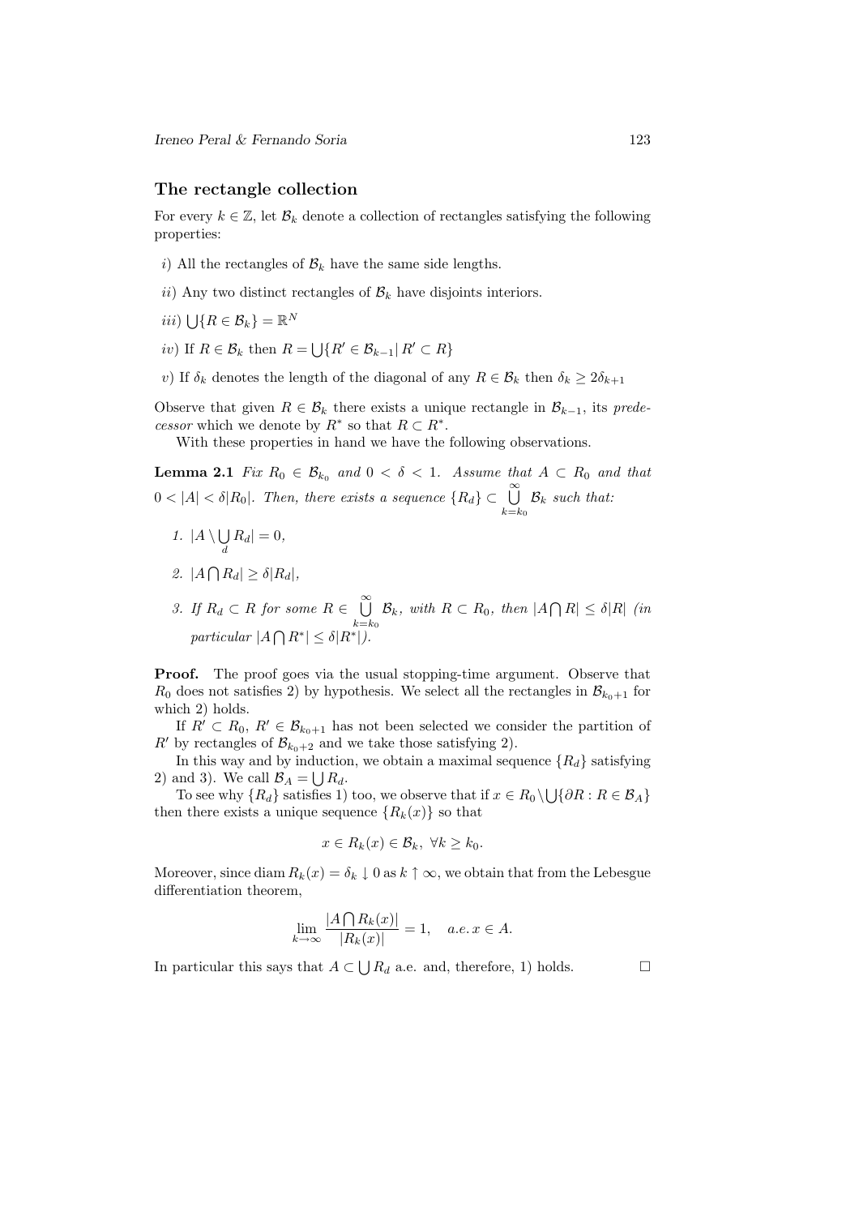## The rectangle collection

For every $k \in \mathbb{Z}$, let $\mathcal{B}_k$ denote a collection of rectangles satisfying the following properties:

*i*) All the rectangles of $\mathcal{B}_k$ have the same side lengths.

*ii*) Any two distinct rectangles of $\mathcal{B}_k$ have disjoints interiors.

*iii*) $\bigcup\{R \in \mathcal{B}_k\} = \mathbb{R}^N$

*iv*) If $R \in \mathcal{B}_k$ then $R = \bigcup\{R' \in \mathcal{B}_{k-1} | \, R' \subset R\}$

*v*) If $\delta_k$ denotes the length of the diagonal of any $R \in \mathcal{B}_k$ then $\delta_k \geq 2\delta_{k+1}$

Observe that given $R \in \mathcal{B}_k$ there exists a unique rectangle in $\mathcal{B}_{k-1}$, its *predecessor* which we denote by $R^*$ so that $R \subset R^*$.

With these properties in hand we have the following observations.

**Lemma 2.1** *Fix $R_0 \in \mathcal{B}_{k_0}$ and $0 < \delta < 1$. Assume that $A \subset R_0$ and that $0 < |A| < \delta |R_0|$. Then, there exists a sequence $\{R_d\} \subset \bigcup\limits_{k=k_0}^{\infty} \mathcal{B}_k$ such that:*

1. $|A \setminus \bigcup\limits_d R_d| = 0,$
2. $|A \bigcap R_d| \geq \delta |R_d|,$
3. *If $R_d \subset R$ for some $R \in \bigcup\limits_{k=k_0}^{\infty} \mathcal{B}_k$, with $R \subset R_0$, then $|A \bigcap R| \leq \delta |R|$ (in particular $|A \bigcap R^*| \leq \delta |R^*|$).*

**Proof.** The proof goes via the usual stopping-time argument. Observe that $R_0$ does not satisfies 2) by hypothesis. We select all the rectangles in $\mathcal{B}_{k_0+1}$ for which 2) holds.

If $R' \subset R_0$, $R' \in \mathcal{B}_{k_0+1}$ has not been selected we consider the partition of $R'$ by rectangles of $\mathcal{B}_{k_0+2}$ and we take those satisfying 2).

In this way and by induction, we obtain a maximal sequence $\{R_d\}$ satisfying 2) and 3). We call $\mathcal{B}_A = \bigcup R_d$.

To see why $\{R_d\}$ satisfies 1) too, we observe that if $x \in R_0 \setminus \bigcup\{\partial R : R \in \mathcal{B}_A\}$ then there exists a unique sequence $\{R_k(x)\}$ so that

$$x \in R_k(x) \in \mathcal{B}_k, \ \forall k \geq k_0.$$

Moreover, since $\operatorname{diam} R_k(x) = \delta_k \downarrow 0$ as $k \uparrow \infty$, we obtain that from the Lebesgue differentiation theorem,

$$\lim_{k \to \infty} \frac{|A \bigcap R_k(x)|}{|R_k(x)|} = 1, \quad a.e.\, x \in A.$$

In particular this says that $A \subset \bigcup R_d$ a.e. and, therefore, 1) holds. $\square$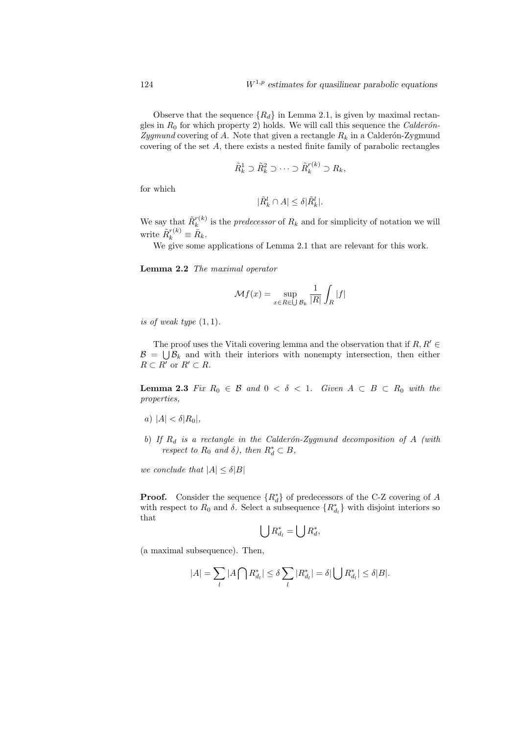Observe that the sequence $\{R_d\}$ in Lemma 2.1, is given by maximal rectangles in $R_0$ for which property 2) holds. We will call this sequence the *Calderón-Zygmund* covering of $A$. Note that given a rectangle $R_k$ in a Calderón-Zygmund covering of the set $A$, there exists a nested finite family of parabolic rectangles

$$\tilde{R}_k^1 \supset \tilde{R}_k^2 \supset \cdots \supset \tilde{R}_k^{r(k)} \supset R_k,$$

for which

$$|\tilde{R}_k^l \cap A| \leq \delta |\tilde{R}_k^l|.$$

We say that $\tilde{R}_k^{r(k)}$ is the *predecessor* of $R_k$ and for simplicity of notation we will write $\tilde{R}_k^{r(k)} \equiv \bar{R}_k$.

We give some applications of Lemma 2.1 that are relevant for this work.

**Lemma 2.2** *The maximal operator*

$$\mathcal{M}f(x) = \sup_{x \in R \in \bigcup \mathcal{B}_k} \frac{1}{|R|} \int_R |f|$$

*is of weak type* $(1, 1)$.

The proof uses the Vitali covering lemma and the observation that if $R, R' \in \mathcal{B} = \bigcup \mathcal{B}_k$ and with their interiors with nonempty intersection, then either $R \subset R'$ or $R' \subset R$.

**Lemma 2.3** *Fix $R_0 \in \mathcal{B}$ and $0 < \delta < 1$. Given $A \subset B \subset R_0$ with the properties,*

*a)* $|A| < \delta |R_0|$,

*b) If $R_d$ is a rectangle in the Calderón-Zygmund decomposition of $A$ (with respect to $R_0$ and $\delta$), then $R_d^* \subset B$,*

*we conclude that* $|A| \leq \delta |B|$

**Proof.** Consider the sequence $\{R_d^*\}$ of predecessors of the C-Z covering of $A$ with respect to $R_0$ and $\delta$. Select a subsequence $\{R_{d_l}^*\}$ with disjoint interiors so that

$$\bigcup R_{d_l}^* = \bigcup R_d^*,$$

(a maximal subsequence). Then,

$$|A| = \sum_l |A \bigcap R_{d_l}^*| \leq \delta \sum_l |R_{d_l}^*| = \delta |\bigcup R_{d_l}^*| \leq \delta |B|.$$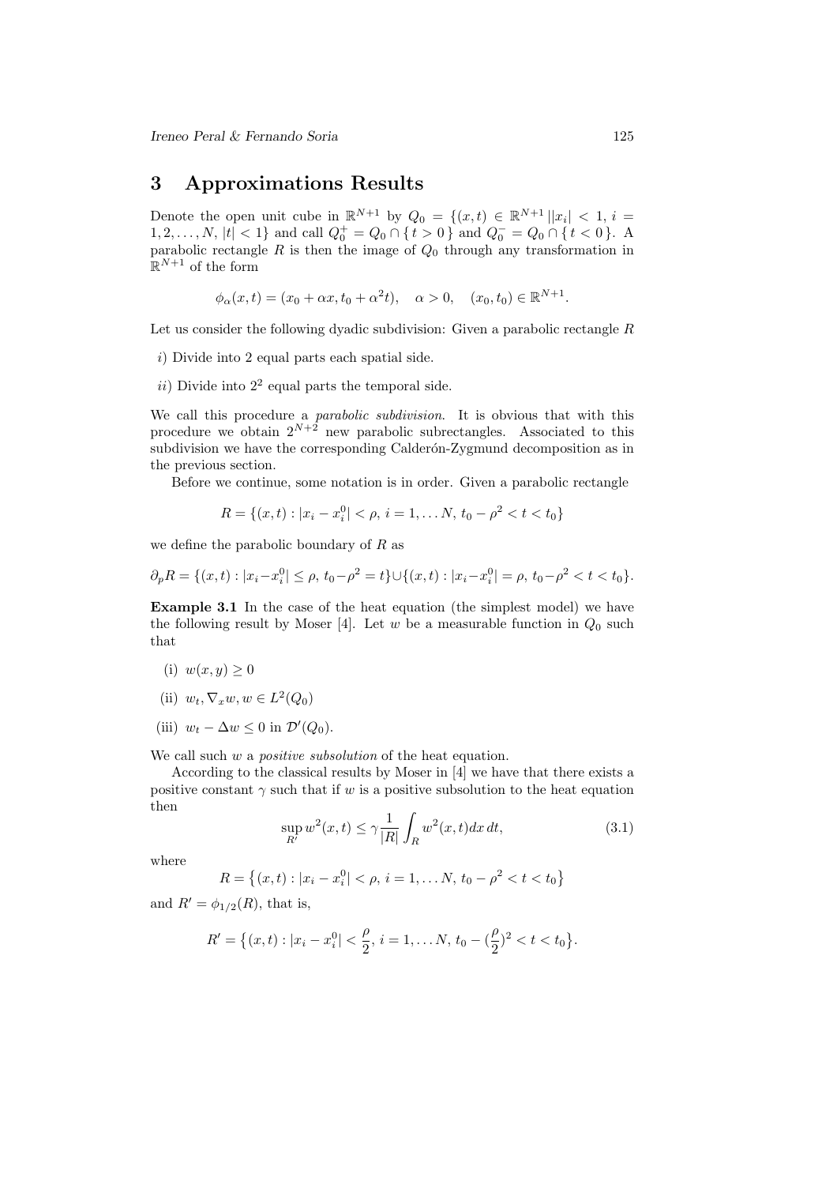## 3 Approximations Results

Denote the open unit cube in $\mathbb{R}^{N+1}$ by $Q_0 = \{(x,t) \in \mathbb{R}^{N+1} \,||x_i| < 1,\, i = 1, 2, \ldots, N,\, |t| < 1\}$ and call $Q_0^+ = Q_0 \cap \{\, t > 0 \,\}$ and $Q_0^- = Q_0 \cap \{\, t < 0 \,\}$. A parabolic rectangle $R$ is then the image of $Q_0$ through any transformation in $\mathbb{R}^{N+1}$ of the form

$$\phi_\alpha(x,t) = (x_0 + \alpha x, t_0 + \alpha^2 t), \quad \alpha > 0, \quad (x_0, t_0) \in \mathbb{R}^{N+1}.$$

Let us consider the following dyadic subdivision: Given a parabolic rectangle $R$

*i*) Divide into 2 equal parts each spatial side.

*ii*) Divide into $2^2$ equal parts the temporal side.

We call this procedure a *parabolic subdivision*. It is obvious that with this procedure we obtain $2^{N+2}$ new parabolic subrectangles. Associated to this subdivision we have the corresponding Calderón-Zygmund decomposition as in the previous section.

Before we continue, some notation is in order. Given a parabolic rectangle

$$R = \{(x,t) : |x_i - x_i^0| < \rho,\, i = 1, \ldots N,\, t_0 - \rho^2 < t < t_0\}$$

we define the parabolic boundary of $R$ as

$$\partial_p R = \{(x,t) : |x_i - x_i^0| \le \rho,\, t_0 - \rho^2 = t\} \cup \{(x,t) : |x_i - x_i^0| = \rho,\, t_0 - \rho^2 < t < t_0\}.$$

**Example 3.1** In the case of the heat equation (the simplest model) we have the following result by Moser [4]. Let $w$ be a measurable function in $Q_0$ such that

(i) $w(x,y) \ge 0$

(ii) $w_t, \nabla_x w, w \in L^2(Q_0)$

(iii) $w_t - \Delta w \le 0$ in $\mathcal{D}'(Q_0)$.

We call such $w$ a *positive subsolution* of the heat equation.

According to the classical results by Moser in [4] we have that there exists a positive constant $\gamma$ such that if $w$ is a positive subsolution to the heat equation then

$$\sup_{R'} w^2(x,t) \le \gamma \frac{1}{|R|} \int_R w^2(x,t)\,dx\,dt, \tag{3.1}$$

where

$$R = \big\{(x,t) : |x_i - x_i^0| < \rho,\, i = 1, \ldots N,\, t_0 - \rho^2 < t < t_0\big\}$$

and $R' = \phi_{1/2}(R)$, that is,

$$R' = \big\{(x,t) : |x_i - x_i^0| < \frac{\rho}{2},\, i = 1, \ldots N,\, t_0 - (\frac{\rho}{2})^2 < t < t_0\big\}.$$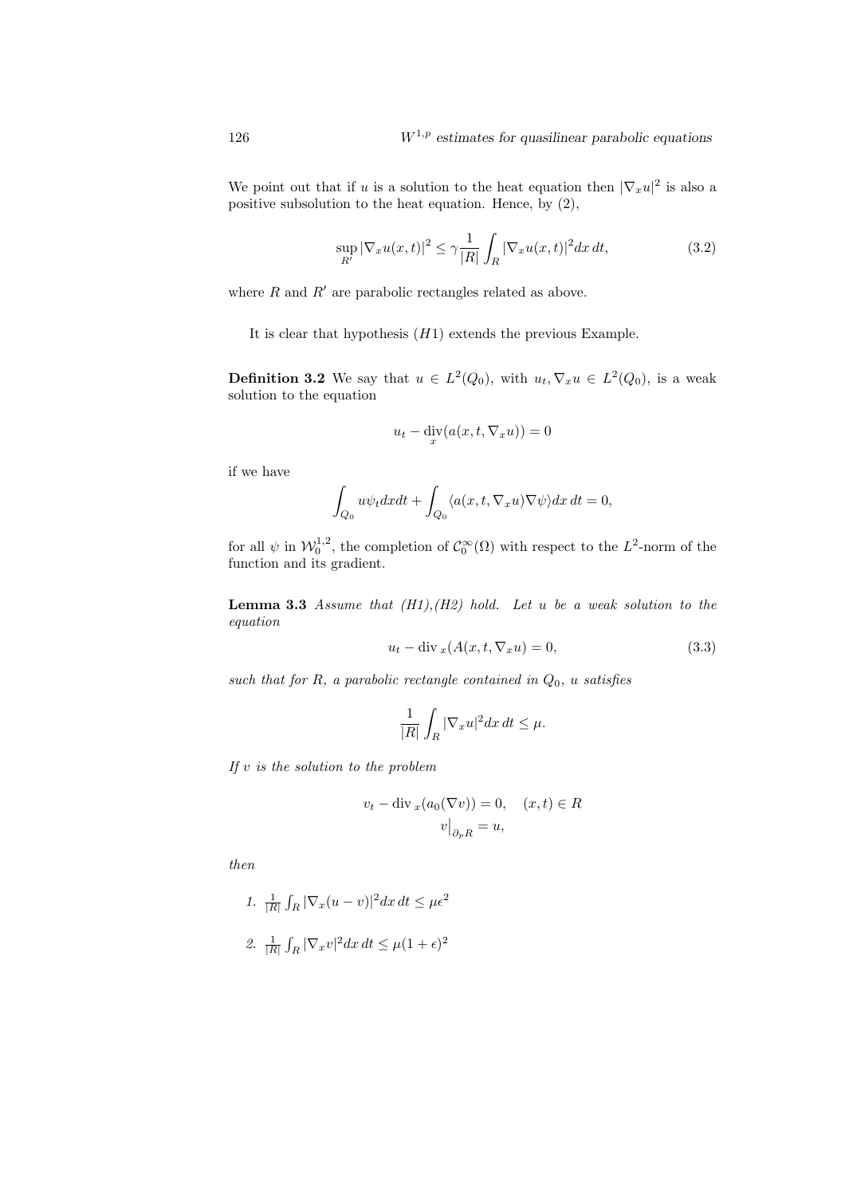We point out that if $u$ is a solution to the heat equation then $|\nabla_x u|^2$ is also a positive subsolution to the heat equation. Hence, by (2),

$$\sup_{R'} |\nabla_x u(x,t)|^2 \le \gamma \frac{1}{|R|} \int_R |\nabla_x u(x,t)|^2 dx\, dt, \tag{3.2}$$

where $R$ and $R'$ are parabolic rectangles related as above.

It is clear that hypothesis $(H1)$ extends the previous Example.

**Definition 3.2** We say that $u \in L^2(Q_0)$, with $u_t, \nabla_x u \in L^2(Q_0)$, is a weak solution to the equation

$$u_t - \operatorname{div}_x(a(x,t,\nabla_x u)) = 0$$

if we have

$$\int_{Q_0} u\psi_t dx dt + \int_{Q_0} \langle a(x,t,\nabla_x u)\nabla\psi\rangle dx\, dt = 0,$$

for all $\psi$ in $\mathcal{W}_0^{1,2}$, the completion of $\mathcal{C}_0^\infty(\Omega)$ with respect to the $L^2$-norm of the function and its gradient.

**Lemma 3.3** *Assume that (H1),(H2) hold. Let $u$ be a weak solution to the equation*

$$u_t - \operatorname{div}_x(A(x,t,\nabla_x u) = 0, \tag{3.3}$$

*such that for $R$, a parabolic rectangle contained in $Q_0$, $u$ satisfies*

$$\frac{1}{|R|}\int_R |\nabla_x u|^2 dx\, dt \le \mu.$$

*If $v$ is the solution to the problem*

$$v_t - \operatorname{div}_x(a_0(\nabla v)) = 0, \quad (x,t) \in R$$
$$v\big|_{\partial_p R} = u,$$

*then*

1. $\frac{1}{|R|}\int_R |\nabla_x (u-v)|^2 dx\, dt \le \mu\epsilon^2$

2. $\frac{1}{|R|}\int_R |\nabla_x v|^2 dx\, dt \le \mu(1+\epsilon)^2$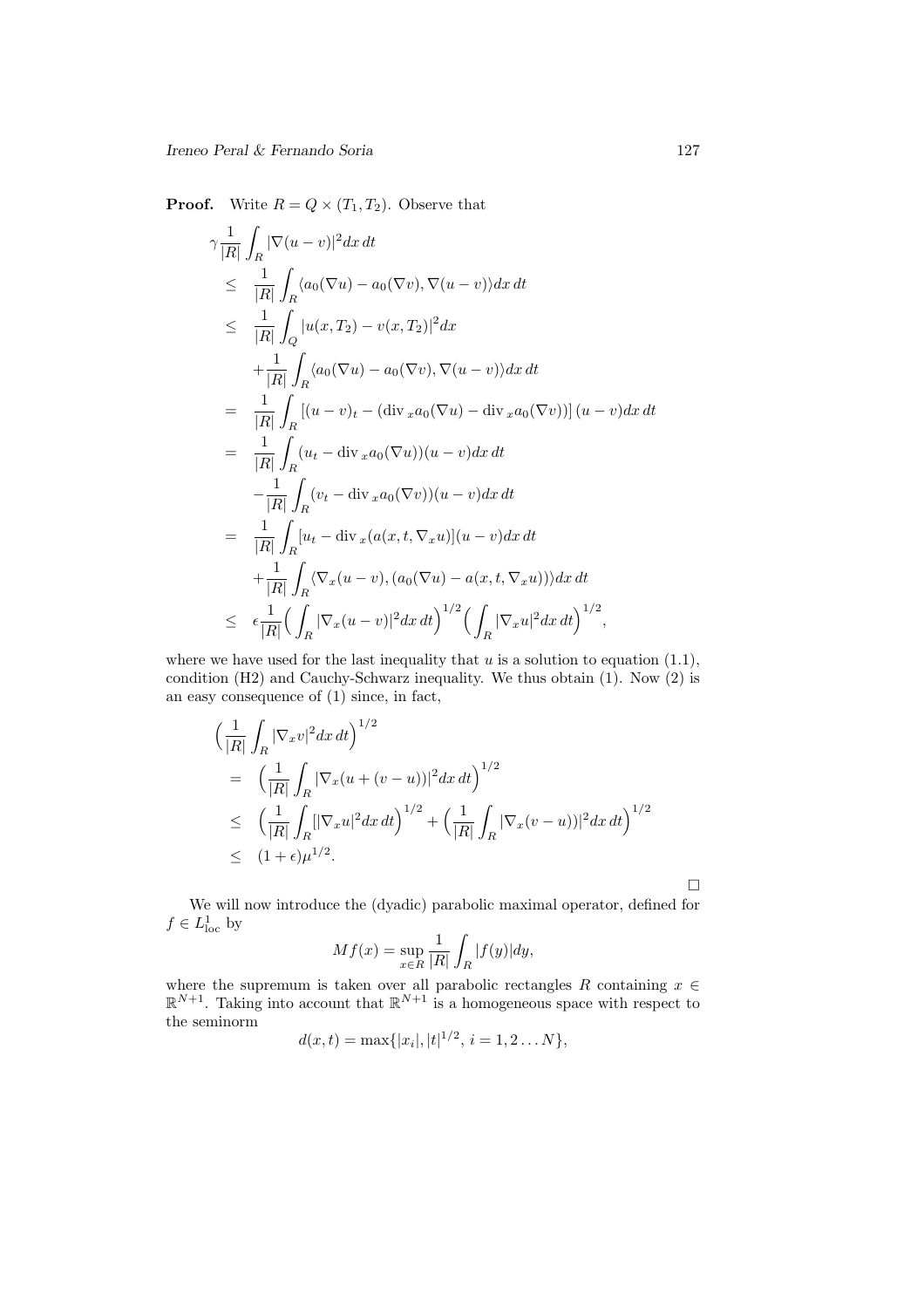**Proof.** Write $R = Q \times (T_1, T_2)$. Observe that

$$
\begin{aligned}
\gamma \frac{1}{|R|} \int_R &|\nabla(u-v)|^2 dx\, dt \\
\leq\ & \frac{1}{|R|} \int_R \langle a_0(\nabla u) - a_0(\nabla v), \nabla(u-v)\rangle dx\, dt \\
\leq\ & \frac{1}{|R|} \int_Q |u(x,T_2) - v(x,T_2)|^2 dx \\
& + \frac{1}{|R|} \int_R \langle a_0(\nabla u) - a_0(\nabla v), \nabla(u-v)\rangle dx\, dt \\
=\ & \frac{1}{|R|} \int_R \left[(u-v)_t - (\operatorname{div}_x a_0(\nabla u) - \operatorname{div}_x a_0(\nabla v))\right](u-v) dx\, dt \\
=\ & \frac{1}{|R|} \int_R (u_t - \operatorname{div}_x a_0(\nabla u))(u-v) dx\, dt \\
& - \frac{1}{|R|} \int_R (v_t - \operatorname{div}_x a_0(\nabla v))(u-v) dx\, dt \\
=\ & \frac{1}{|R|} \int_R [u_t - \operatorname{div}_x (a(x,t,\nabla_x u)](u-v) dx\, dt \\
& + \frac{1}{|R|} \int_R \langle \nabla_x(u-v), (a_0(\nabla u) - a(x,t,\nabla_x u))\rangle dx\, dt \\
\leq\ & \epsilon \frac{1}{|R|} \Big( \int_R |\nabla_x (u-v)|^2 dx\, dt\Big)^{1/2} \Big( \int_R |\nabla_x u|^2 dx\, dt\Big)^{1/2},
\end{aligned}
$$

where we have used for the last inequality that $u$ is a solution to equation (1.1), condition (H2) and Cauchy-Schwarz inequality. We thus obtain (1). Now (2) is an easy consequence of (1) since, in fact,

$$
\begin{aligned}
\Big( \frac{1}{|R|} \int_R &|\nabla_x v|^2 dx\, dt\Big)^{1/2} \\
=\ & \Big( \frac{1}{|R|} \int_R |\nabla_x (u + (v-u))|^2 dx\, dt\Big)^{1/2} \\
\leq\ & \Big( \frac{1}{|R|} \int_R [|\nabla_x u|^2 dx\, dt\Big)^{1/2} + \Big( \frac{1}{|R|} \int_R |\nabla_x (v-u))|^2 dx\, dt\Big)^{1/2} \\
\leq\ & (1+\epsilon)\mu^{1/2}.
\end{aligned}
$$

□

We will now introduce the (dyadic) parabolic maximal operator, defined for $f \in L^1_{\text{loc}}$ by

$$
Mf(x) = \sup_{x \in R} \frac{1}{|R|} \int_R |f(y)| dy,
$$

where the supremum is taken over all parabolic rectangles $R$ containing $x \in \mathbb{R}^{N+1}$. Taking into account that $\mathbb{R}^{N+1}$ is a homogeneous space with respect to the seminorm

$$
d(x,t) = \max\{|x_i|, |t|^{1/2},\ i = 1, 2 \ldots N\},
$$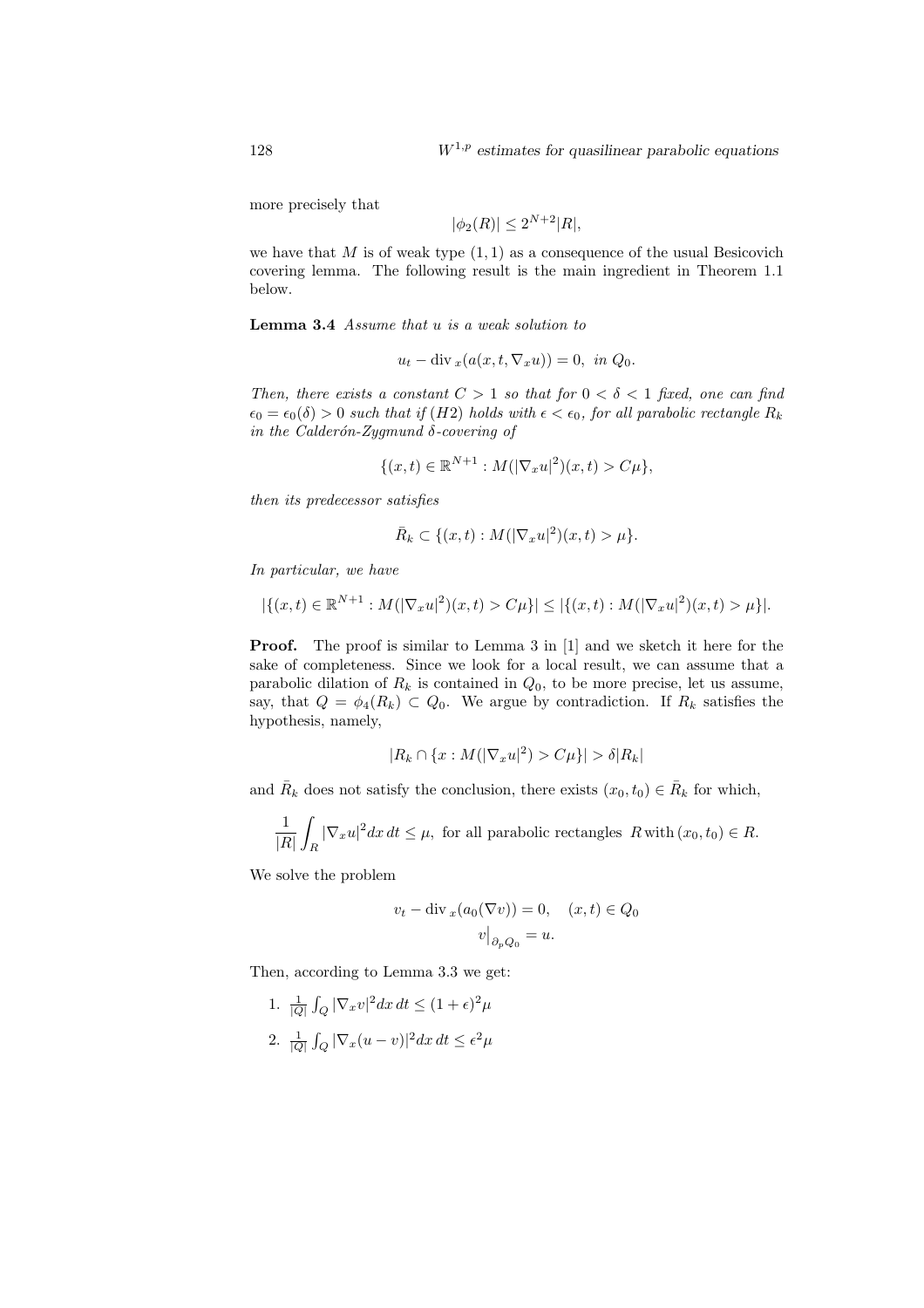more precisely that

$$|\phi_2(R)| \leq 2^{N+2}|R|,$$

we have that $M$ is of weak type $(1,1)$ as a consequence of the usual Besicovich covering lemma. The following result is the main ingredient in Theorem 1.1 below.

**Lemma 3.4** *Assume that $u$ is a weak solution to*

$$u_t - \operatorname{div}_x(a(x,t,\nabla_x u)) = 0, \text{ in } Q_0.$$

*Then, there exists a constant $C > 1$ so that for $0 < \delta < 1$ fixed, one can find $\epsilon_0 = \epsilon_0(\delta) > 0$ such that if $(H2)$ holds with $\epsilon < \epsilon_0$, for all parabolic rectangle $R_k$ in the Calderón-Zygmund $\delta$-covering of*

$$\{(x,t) \in \mathbb{R}^{N+1} : M(|\nabla_x u|^2)(x,t) > C\mu\},$$

*then its predecessor satisfies*

$$\bar{R}_k \subset \{(x,t) : M(|\nabla_x u|^2)(x,t) > \mu\}.$$

*In particular, we have*

$$|\{(x,t) \in \mathbb{R}^{N+1} : M(|\nabla_x u|^2)(x,t) > C\mu\}| \leq |\{(x,t) : M(|\nabla_x u|^2)(x,t) > \mu\}|.$$

**Proof.** The proof is similar to Lemma 3 in [1] and we sketch it here for the sake of completeness. Since we look for a local result, we can assume that a parabolic dilation of $R_k$ is contained in $Q_0$, to be more precise, let us assume, say, that $Q = \phi_4(R_k) \subset Q_0$. We argue by contradiction. If $R_k$ satisfies the hypothesis, namely,

$$|R_k \cap \{x : M(|\nabla_x u|^2) > C\mu\}| > \delta |R_k|$$

and $\bar{R}_k$ does not satisfy the conclusion, there exists $(x_0,t_0) \in \bar{R}_k$ for which,

$$\frac{1}{|R|}\int_R |\nabla_x u|^2 dx\, dt \leq \mu, \text{ for all parabolic rectangles } R \text{ with } (x_0,t_0) \in R.$$

We solve the problem

$$v_t - \operatorname{div}_x(a_0(\nabla v)) = 0, \quad (x,t) \in Q_0$$
$$v\big|_{\partial_p Q_0} = u.$$

Then, according to Lemma 3.3 we get:

1. $\frac{1}{|Q|}\int_Q |\nabla_x v|^2 dx\, dt \leq (1+\epsilon)^2 \mu$
2. $\frac{1}{|Q|}\int_Q |\nabla_x (u-v)|^2 dx\, dt \leq \epsilon^2 \mu$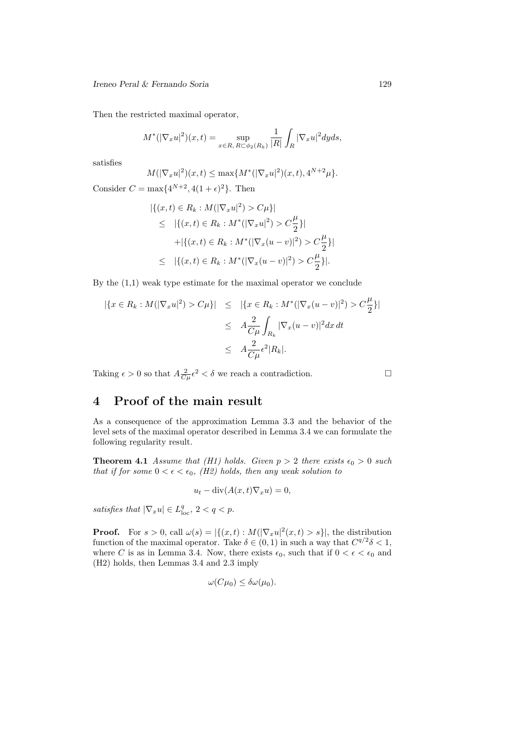Then the restricted maximal operator,

$$M^*(|\nabla_x u|^2)(x,t) = \sup_{x\in R,\, R\subset \phi_2(R_k)} \frac{1}{|R|}\int_R |\nabla_x u|^2 dyds,$$

satisfies

$$M(|\nabla_x u|^2)(x,t) \leq \max\{M^*(|\nabla_x u|^2)(x,t), 4^{N+2}\mu\}.$$

Consider $C = \max\{4^{N+2}, 4(1+\epsilon)^2\}$. Then

$$\begin{aligned}
&|\{(x,t)\in R_k : M(|\nabla_x u|^2) > C\mu\}| \\
&\leq \quad |\{(x,t)\in R_k : M^*(|\nabla_x u|^2) > C\frac{\mu}{2}\}| \\
&\quad\quad +|\{(x,t)\in R_k : M^*(|\nabla_x (u-v)|^2) > C\frac{\mu}{2}\}| \\
&\leq \quad |\{(x,t)\in R_k : M^*(|\nabla_x (u-v)|^2) > C\frac{\mu}{2}\}|.
\end{aligned}$$

By the (1,1) weak type estimate for the maximal operator we conclude

$$\begin{aligned}
|\{x\in R_k : M(|\nabla_x u|^2) > C\mu\}| &\leq |\{x\in R_k : M^*(|\nabla_x (u-v)|^2) > C\frac{\mu}{2}\}| \\
&\leq A\frac{2}{C\mu}\int_{R_k} |\nabla_x (u-v)|^2 dx\, dt \\
&\leq A\frac{2}{C\mu}\epsilon^2 |R_k|.
\end{aligned}$$

Taking $\epsilon > 0$ so that $A\frac{2}{C\mu}\epsilon^2 < \delta$ we reach a contradiction. □

# 4 Proof of the main result

As a consequence of the approximation Lemma 3.3 and the behavior of the level sets of the maximal operator described in Lemma 3.4 we can formulate the following regularity result.

**Theorem 4.1** *Assume that (H1) holds. Given $p > 2$ there exists $\epsilon_0 > 0$ such that if for some $0 < \epsilon < \epsilon_0$, (H2) holds, then any weak solution to*

$$u_t - \operatorname{div}(A(x,t)\nabla_x u) = 0,$$

*satisfies that $|\nabla_x u| \in L^q_{\text{loc}}$, $2 < q < p$.*

**Proof.** For $s > 0$, call $\omega(s) = |\{(x,t) : M(|\nabla_x u|^2(x,t) > s\}|$, the distribution function of the maximal operator. Take $\delta \in (0,1)$ in such a way that $C^{q/2}\delta < 1$, where $C$ is as in Lemma 3.4. Now, there exists $\epsilon_0$, such that if $0 < \epsilon < \epsilon_0$ and (H2) holds, then Lemmas 3.4 and 2.3 imply

$$\omega(C\mu_0) \leq \delta\omega(\mu_0).$$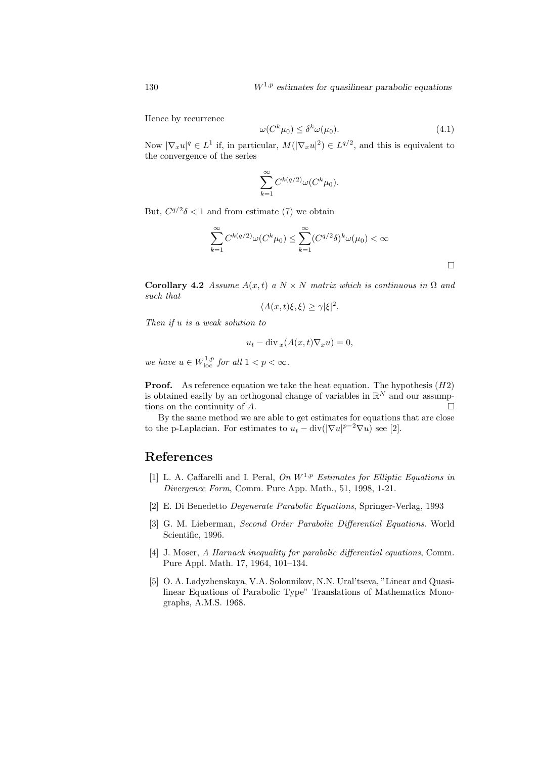Hence by recurrence

$$\omega(C^k\mu_0) \leq \delta^k \omega(\mu_0). \tag{4.1}$$

Now $|\nabla_x u|^q \in L^1$ if, in particular, $M(|\nabla_x u|^2) \in L^{q/2}$, and this is equivalent to the convergence of the series

$$\sum_{k=1}^{\infty} C^{k(q/2)} \omega(C^k\mu_0).$$

But, $C^{q/2}\delta < 1$ and from estimate (7) we obtain

$$\sum_{k=1}^{\infty} C^{k(q/2)} \omega(C^k\mu_0) \leq \sum_{k=1}^{\infty} (C^{q/2}\delta)^k \omega(\mu_0) < \infty$$

□

**Corollary 4.2** *Assume $A(x,t)$ a $N \times N$ matrix which is continuous in $\Omega$ and such that*

$$\langle A(x,t)\xi, \xi\rangle \geq \gamma|\xi|^2.$$

*Then if $u$ is a weak solution to*

$$u_t - \mathrm{div}_x(A(x,t)\nabla_x u) = 0,$$

*we have $u \in W^{1,p}_{\mathrm{loc}}$ for all $1 < p < \infty$.*

**Proof.** As reference equation we take the heat equation. The hypothesis $(H2)$ is obtained easily by an orthogonal change of variables in $\mathbb{R}^N$ and our assumptions on the continuity of $A$. □

By the same method we are able to get estimates for equations that are close to the p-Laplacian. For estimates to $u_t - \mathrm{div}(|\nabla u|^{p-2}\nabla u)$ see [2].

# References

[1] L. A. Caffarelli and I. Peral, *On $W^{1,p}$ Estimates for Elliptic Equations in Divergence Form*, Comm. Pure App. Math., 51, 1998, 1-21.

[2] E. Di Benedetto *Degenerate Parabolic Equations*, Springer-Verlag, 1993

[3] G. M. Lieberman, *Second Order Parabolic Differential Equations*. World Scientific, 1996.

[4] J. Moser, *A Harnack inequality for parabolic differential equations*, Comm. Pure Appl. Math. 17, 1964, 101–134.

[5] O. A. Ladyzhenskaya, V.A. Solonnikov, N.N. Ural'tseva, "Linear and Quasilinear Equations of Parabolic Type" Translations of Mathematics Monographs, A.M.S. 1968.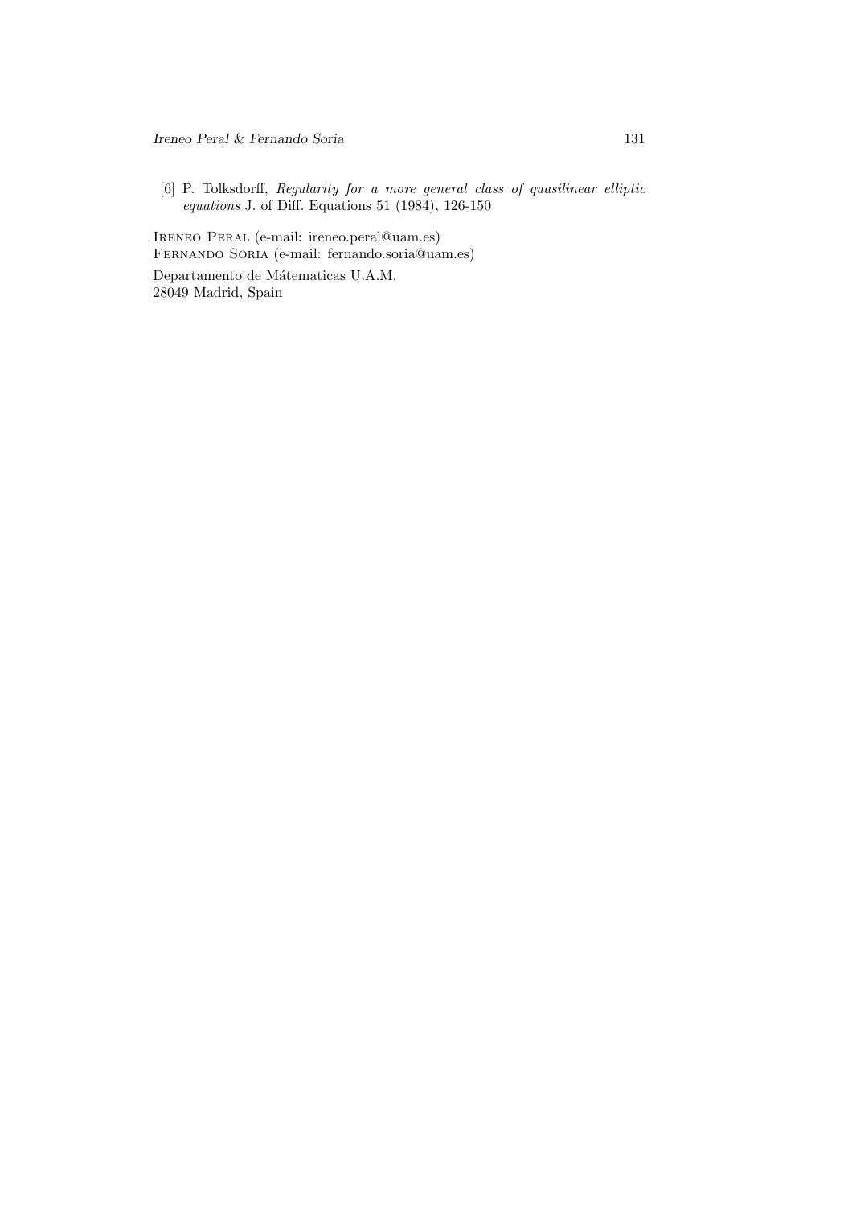[6] P. Tolksdorff, *Regularity for a more general class of quasilinear elliptic equations* J. of Diff. Equations 51 (1984), 126-150

Ireneo Peral (e-mail: ireneo.peral@uam.es)
Fernando Soria (e-mail: fernando.soria@uam.es)

Departamento de Mátematicas U.A.M.
28049 Madrid, Spain